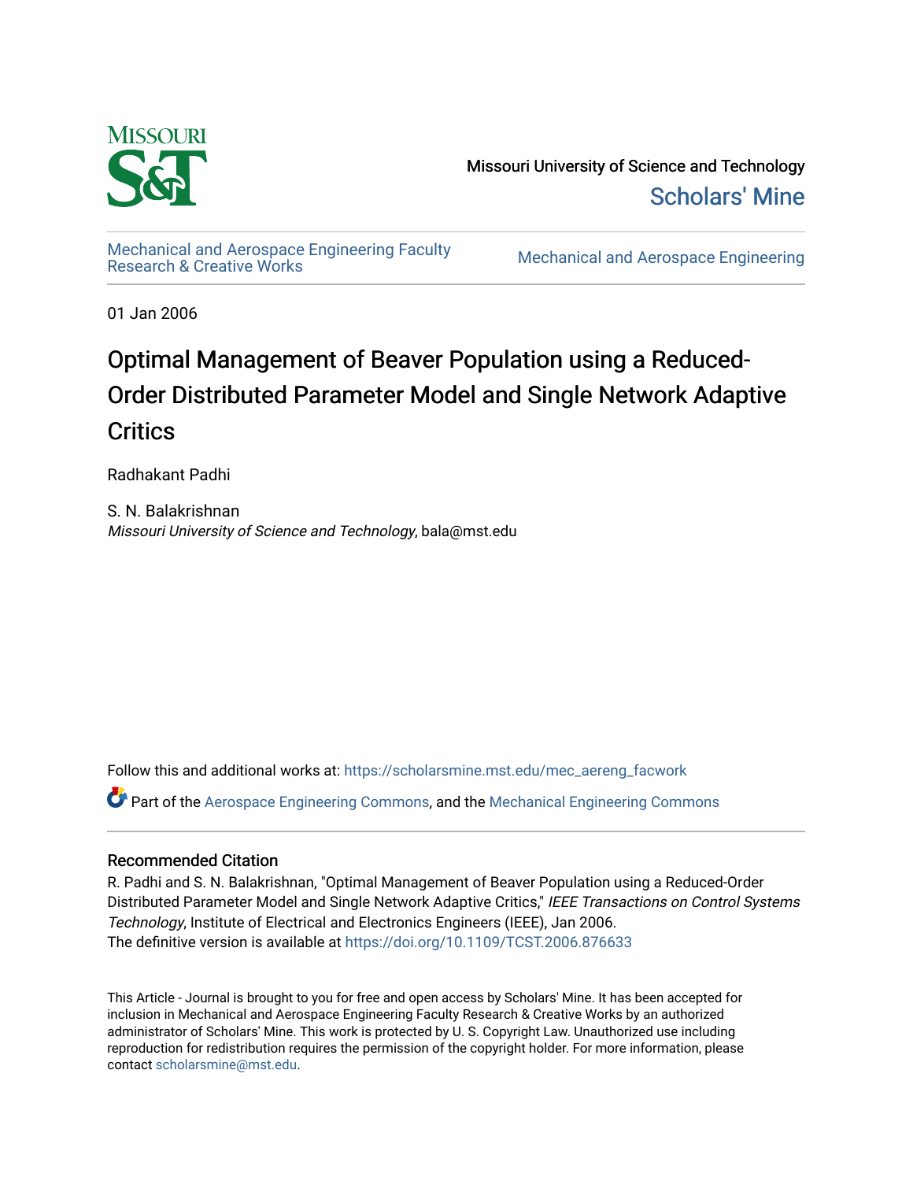Missouri University of Science and Technology

Scholars' Mine

Mechanical and Aerospace Engineering Faculty Research & Creative Works

Mechanical and Aerospace Engineering

01 Jan 2006

# Optimal Management of Beaver Population using a Reduced-Order Distributed Parameter Model and Single Network Adaptive Critics

Radhakant Padhi

S. N. Balakrishnan
*Missouri University of Science and Technology*, bala@mst.edu

Follow this and additional works at: https://scholarsmine.mst.edu/mec_aereng_facwork

Part of the Aerospace Engineering Commons, and the Mechanical Engineering Commons

## Recommended Citation

R. Padhi and S. N. Balakrishnan, "Optimal Management of Beaver Population using a Reduced-Order Distributed Parameter Model and Single Network Adaptive Critics," *IEEE Transactions on Control Systems Technology*, Institute of Electrical and Electronics Engineers (IEEE), Jan 2006.
The definitive version is available at https://doi.org/10.1109/TCST.2006.876633

This Article - Journal is brought to you for free and open access by Scholars' Mine. It has been accepted for inclusion in Mechanical and Aerospace Engineering Faculty Research & Creative Works by an authorized administrator of Scholars' Mine. This work is protected by U. S. Copyright Law. Unauthorized use including reproduction for redistribution requires the permission of the copyright holder. For more information, please contact scholarsmine@mst.edu.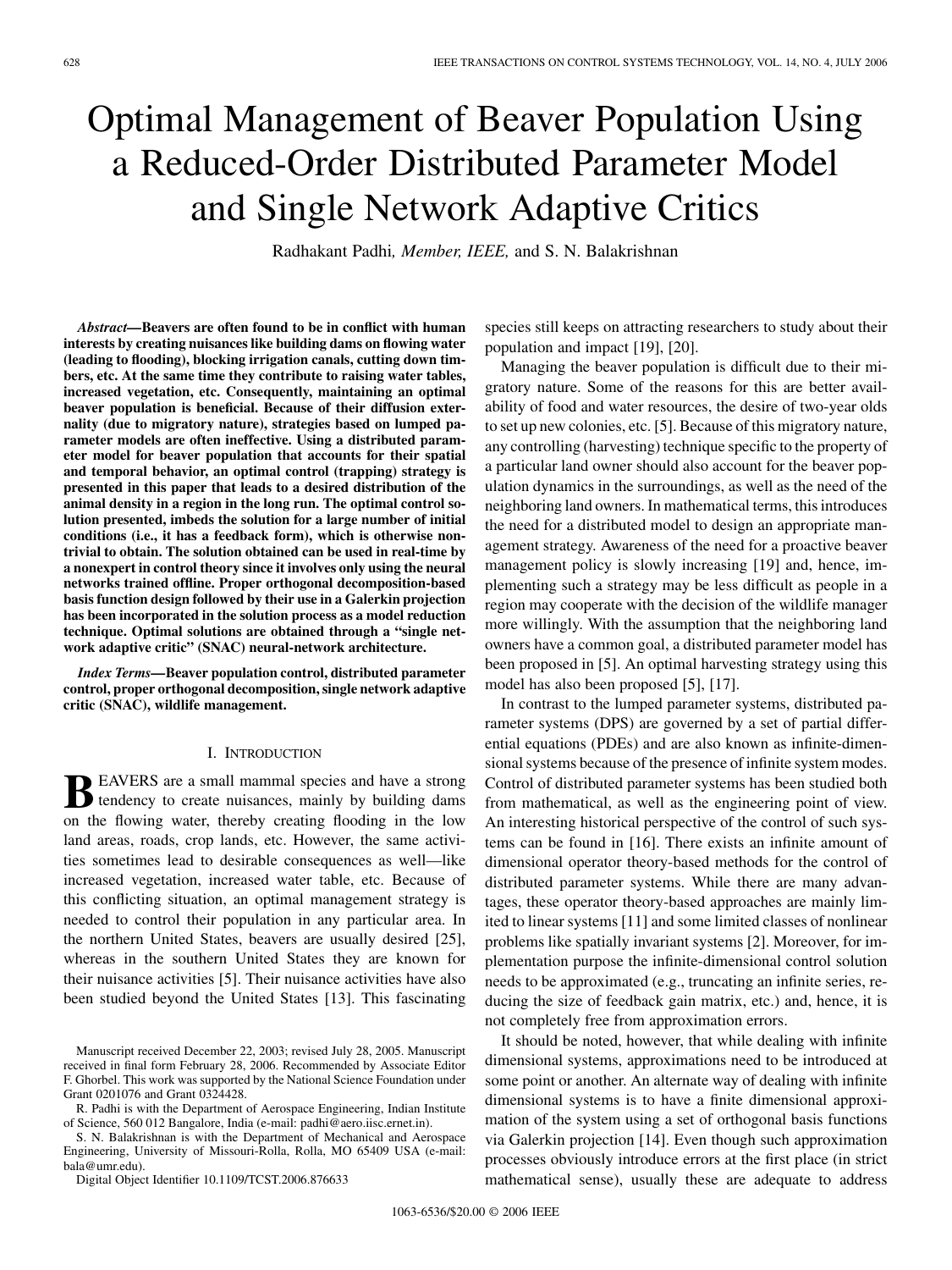# Optimal Management of Beaver Population Using a Reduced-Order Distributed Parameter Model and Single Network Adaptive Critics

Radhakant Padhi, *Member, IEEE,* and S. N. Balakrishnan

***Abstract*—Beavers are often found to be in conflict with human interests by creating nuisances like building dams on flowing water (leading to flooding), blocking irrigation canals, cutting down timbers, etc. At the same time they contribute to raising water tables, increased vegetation, etc. Consequently, maintaining an optimal beaver population is beneficial. Because of their diffusion externality (due to migratory nature), strategies based on lumped parameter models are often ineffective. Using a distributed parameter model for beaver population that accounts for their spatial and temporal behavior, an optimal control (trapping) strategy is presented in this paper that leads to a desired distribution of the animal density in a region in the long run. The optimal control solution presented, imbeds the solution for a large number of initial conditions (i.e., it has a feedback form), which is otherwise nontrivial to obtain. The solution obtained can be used in real-time by a nonexpert in control theory since it involves only using the neural networks trained offline. Proper orthogonal decomposition-based basis function design followed by their use in a Galerkin projection has been incorporated in the solution process as a model reduction technique. Optimal solutions are obtained through a "single network adaptive critic" (SNAC) neural-network architecture.**

***Index Terms*—Beaver population control, distributed parameter control, proper orthogonal decomposition, single network adaptive critic (SNAC), wildlife management.**

## I. Introduction

Beavers are a small mammal species and have a strong tendency to create nuisances, mainly by building dams on the flowing water, thereby creating flooding in the low land areas, roads, crop lands, etc. However, the same activities sometimes lead to desirable consequences as well—like increased vegetation, increased water table, etc. Because of this conflicting situation, an optimal management strategy is needed to control their population in any particular area. In the northern United States, beavers are usually desired [25], whereas in the southern United States they are known for their nuisance activities [5]. Their nuisance activities have also been studied beyond the United States [13]. This fascinating species still keeps on attracting researchers to study about their population and impact [19], [20].

Managing the beaver population is difficult due to their migratory nature. Some of the reasons for this are better availability of food and water resources, the desire of two-year olds to set up new colonies, etc. [5]. Because of this migratory nature, any controlling (harvesting) technique specific to the property of a particular land owner should also account for the beaver population dynamics in the surroundings, as well as the need of the neighboring land owners. In mathematical terms, this introduces the need for a distributed model to design an appropriate management strategy. Awareness of the need for a proactive beaver management policy is slowly increasing [19] and, hence, implementing such a strategy may be less difficult as people in a region may cooperate with the decision of the wildlife manager more willingly. With the assumption that the neighboring land owners have a common goal, a distributed parameter model has been proposed in [5]. An optimal harvesting strategy using this model has also been proposed [5], [17].

In contrast to the lumped parameter systems, distributed parameter systems (DPS) are governed by a set of partial differential equations (PDEs) and are also known as infinite-dimensional systems because of the presence of infinite system modes. Control of distributed parameter systems has been studied both from mathematical, as well as the engineering point of view. An interesting historical perspective of the control of such systems can be found in [16]. There exists an infinite amount of dimensional operator theory-based methods for the control of distributed parameter systems. While there are many advantages, these operator theory-based approaches are mainly limited to linear systems [11] and some limited classes of nonlinear problems like spatially invariant systems [2]. Moreover, for implementation purpose the infinite-dimensional control solution needs to be approximated (e.g., truncating an infinite series, reducing the size of feedback gain matrix, etc.) and, hence, it is not completely free from approximation errors.

It should be noted, however, that while dealing with infinite dimensional systems, approximations need to be introduced at some point or another. An alternate way of dealing with infinite dimensional systems is to have a finite dimensional approximation of the system using a set of orthogonal basis functions via Galerkin projection [14]. Even though such approximation processes obviously introduce errors at the first place (in strict mathematical sense), usually these are adequate to address

Manuscript received December 22, 2003; revised July 28, 2005. Manuscript received in final form February 28, 2006. Recommended by Associate Editor F. Ghorbel. This work was supported by the National Science Foundation under Grant 0201076 and Grant 0324428.

R. Padhi is with the Department of Aerospace Engineering, Indian Institute of Science, 560 012 Bangalore, India (e-mail: padhi@aero.iisc.ernet.in).

S. N. Balakrishnan is with the Department of Mechanical and Aerospace Engineering, University of Missouri-Rolla, Rolla, MO 65409 USA (e-mail: bala@umr.edu).

Digital Object Identifier 10.1109/TCST.2006.876633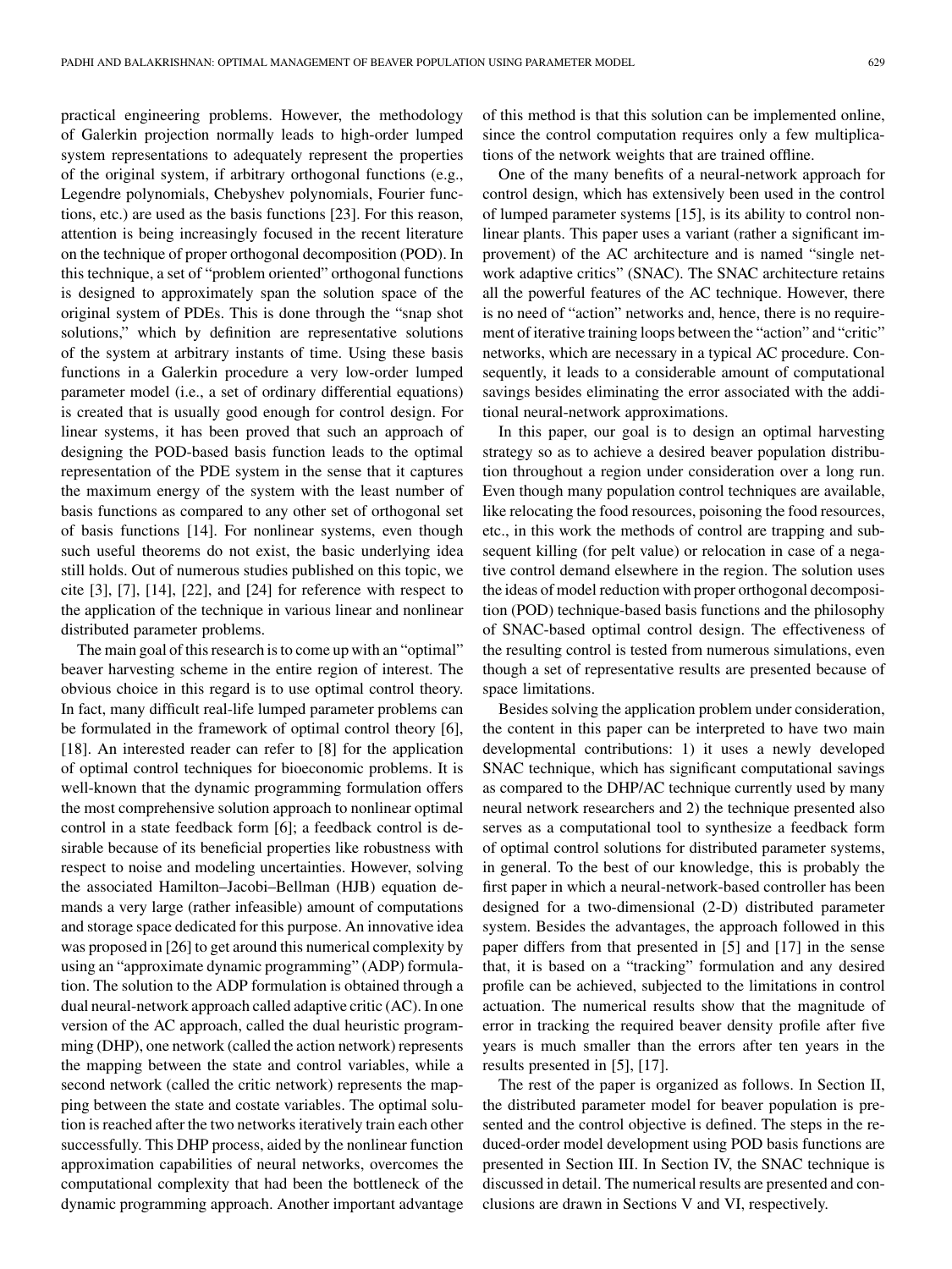practical engineering problems. However, the methodology of Galerkin projection normally leads to high-order lumped system representations to adequately represent the properties of the original system, if arbitrary orthogonal functions (e.g., Legendre polynomials, Chebyshev polynomials, Fourier functions, etc.) are used as the basis functions [23]. For this reason, attention is being increasingly focused in the recent literature on the technique of proper orthogonal decomposition (POD). In this technique, a set of "problem oriented" orthogonal functions is designed to approximately span the solution space of the original system of PDEs. This is done through the "snap shot solutions," which by definition are representative solutions of the system at arbitrary instants of time. Using these basis functions in a Galerkin procedure a very low-order lumped parameter model (i.e., a set of ordinary differential equations) is created that is usually good enough for control design. For linear systems, it has been proved that such an approach of designing the POD-based basis function leads to the optimal representation of the PDE system in the sense that it captures the maximum energy of the system with the least number of basis functions as compared to any other set of orthogonal set of basis functions [14]. For nonlinear systems, even though such useful theorems do not exist, the basic underlying idea still holds. Out of numerous studies published on this topic, we cite [3], [7], [14], [22], and [24] for reference with respect to the application of the technique in various linear and nonlinear distributed parameter problems.

The main goal of this research is to come up with an "optimal" beaver harvesting scheme in the entire region of interest. The obvious choice in this regard is to use optimal control theory. In fact, many difficult real-life lumped parameter problems can be formulated in the framework of optimal control theory [6], [18]. An interested reader can refer to [8] for the application of optimal control techniques for bioeconomic problems. It is well-known that the dynamic programming formulation offers the most comprehensive solution approach to nonlinear optimal control in a state feedback form [6]; a feedback control is desirable because of its beneficial properties like robustness with respect to noise and modeling uncertainties. However, solving the associated Hamilton–Jacobi–Bellman (HJB) equation demands a very large (rather infeasible) amount of computations and storage space dedicated for this purpose. An innovative idea was proposed in [26] to get around this numerical complexity by using an "approximate dynamic programming" (ADP) formulation. The solution to the ADP formulation is obtained through a dual neural-network approach called adaptive critic (AC). In one version of the AC approach, called the dual heuristic programming (DHP), one network (called the action network) represents the mapping between the state and control variables, while a second network (called the critic network) represents the mapping between the state and costate variables. The optimal solution is reached after the two networks iteratively train each other successfully. This DHP process, aided by the nonlinear function approximation capabilities of neural networks, overcomes the computational complexity that had been the bottleneck of the dynamic programming approach. Another important advantage of this method is that this solution can be implemented online, since the control computation requires only a few multiplications of the network weights that are trained offline.

One of the many benefits of a neural-network approach for control design, which has extensively been used in the control of lumped parameter systems [15], is its ability to control nonlinear plants. This paper uses a variant (rather a significant improvement) of the AC architecture and is named "single network adaptive critics" (SNAC). The SNAC architecture retains all the powerful features of the AC technique. However, there is no need of "action" networks and, hence, there is no requirement of iterative training loops between the "action" and "critic" networks, which are necessary in a typical AC procedure. Consequently, it leads to a considerable amount of computational savings besides eliminating the error associated with the additional neural-network approximations.

In this paper, our goal is to design an optimal harvesting strategy so as to achieve a desired beaver population distribution throughout a region under consideration over a long run. Even though many population control techniques are available, like relocating the food resources, poisoning the food resources, etc., in this work the methods of control are trapping and subsequent killing (for pelt value) or relocation in case of a negative control demand elsewhere in the region. The solution uses the ideas of model reduction with proper orthogonal decomposition (POD) technique-based basis functions and the philosophy of SNAC-based optimal control design. The effectiveness of the resulting control is tested from numerous simulations, even though a set of representative results are presented because of space limitations.

Besides solving the application problem under consideration, the content in this paper can be interpreted to have two main developmental contributions: 1) it uses a newly developed SNAC technique, which has significant computational savings as compared to the DHP/AC technique currently used by many neural network researchers and 2) the technique presented also serves as a computational tool to synthesize a feedback form of optimal control solutions for distributed parameter systems, in general. To the best of our knowledge, this is probably the first paper in which a neural-network-based controller has been designed for a two-dimensional (2-D) distributed parameter system. Besides the advantages, the approach followed in this paper differs from that presented in [5] and [17] in the sense that, it is based on a "tracking" formulation and any desired profile can be achieved, subjected to the limitations in control actuation. The numerical results show that the magnitude of error in tracking the required beaver density profile after five years is much smaller than the errors after ten years in the results presented in [5], [17].

The rest of the paper is organized as follows. In Section II, the distributed parameter model for beaver population is presented and the control objective is defined. The steps in the reduced-order model development using POD basis functions are presented in Section III. In Section IV, the SNAC technique is discussed in detail. The numerical results are presented and conclusions are drawn in Sections V and VI, respectively.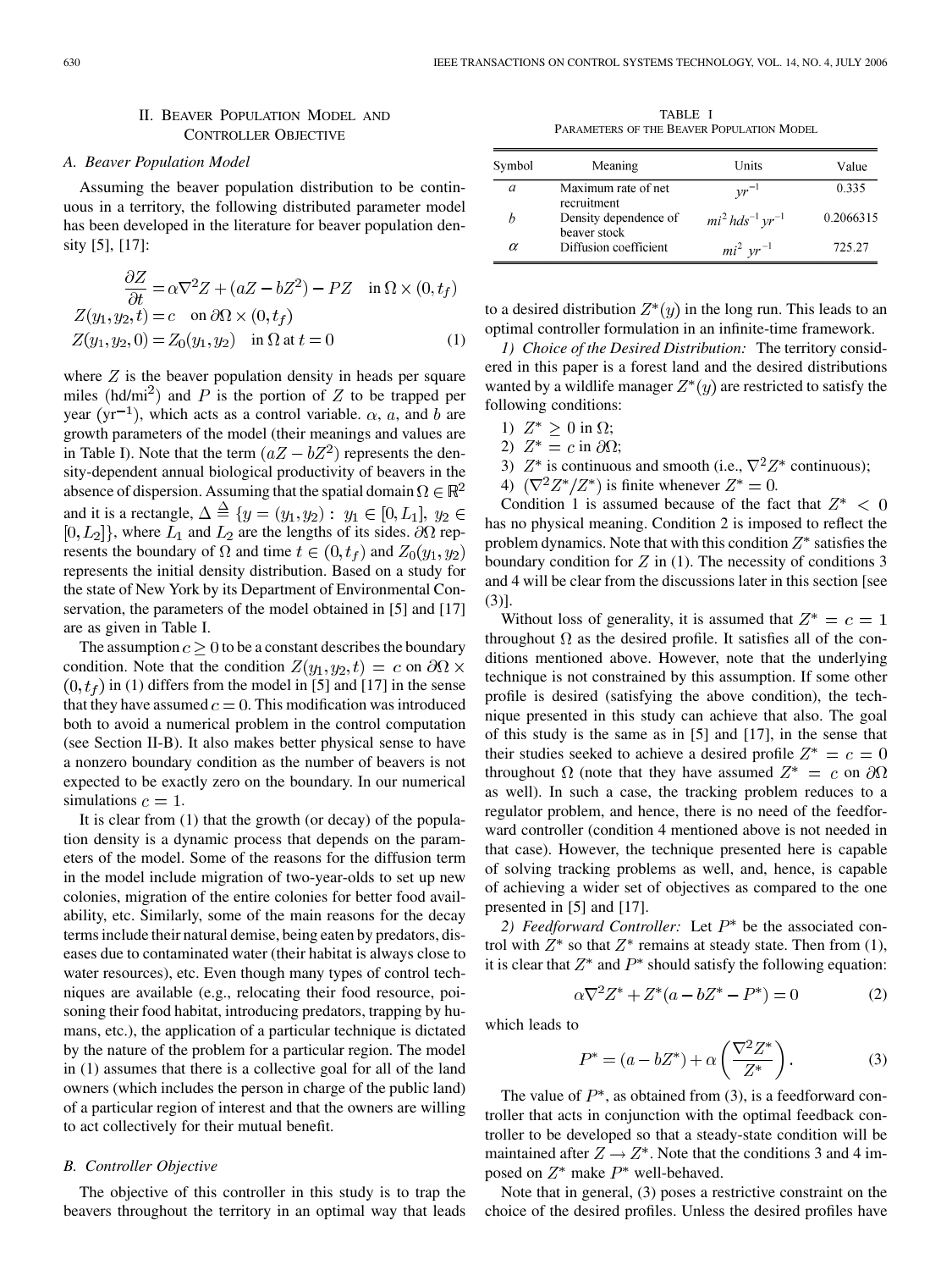## II. Beaver Population Model and Controller Objective

### A. Beaver Population Model

Assuming the beaver population distribution to be continuous in a territory, the following distributed parameter model has been developed in the literature for beaver population density [5], [17]:

$$
\begin{aligned}
\frac{\partial Z}{\partial t} &= \alpha \nabla^2 Z + (aZ - bZ^2) - PZ \quad \text{in } \Omega \times (0, t_f) \\
Z(y_1, y_2, t) &= c \quad \text{on } \partial\Omega \times (0, t_f) \\
Z(y_1, y_2, 0) &= Z_0(y_1, y_2) \quad \text{in } \Omega \text{ at } t = 0
\end{aligned}
\tag{1}
$$

where $Z$ is the beaver population density in heads per square miles (hd/mi$^2$) and $P$ is the portion of $Z$ to be trapped per year (yr$^{-1}$), which acts as a control variable. $\alpha$, $a$, and $b$ are growth parameters of the model (their meanings and values are in Table I). Note that the term $(aZ - bZ^2)$ represents the density-dependent annual biological productivity of beavers in the absence of dispersion. Assuming that the spatial domain $\Omega \in \mathbb{R}^2$ and it is a rectangle, $\Delta \triangleq \{y = (y_1, y_2) : \; y_1 \in [0, L_1], \; y_2 \in [0, L_2]\}$, where $L_1$ and $L_2$ are the lengths of its sides. $\partial\Omega$ represents the boundary of $\Omega$ and time $t \in (0, t_f)$ and $Z_0(y_1, y_2)$ represents the initial density distribution. Based on a study for the state of New York by its Department of Environmental Conservation, the parameters of the model obtained in [5] and [17] are as given in Table I.

TABLE I
PARAMETERS OF THE BEAVER POPULATION MODEL

| Symbol | Meaning | Units | Value |
|---|---|---|---|
| $a$ | Maximum rate of net recruitment | $yr^{-1}$ | 0.335 |
| $b$ | Density dependence of beaver stock | $mi^2 \, hds^{-1} \, yr^{-1}$ | 0.2066315 |
| $\alpha$ | Diffusion coefficient | $mi^2 \;\; yr^{-1}$ | 725.27 |

The assumption $c \geq 0$ to be a constant describes the boundary condition. Note that the condition $Z(y_1, y_2, t) = c$ on $\partial\Omega \times (0, t_f)$ in (1) differs from the model in [5] and [17] in the sense that they have assumed $c = 0$. This modification was introduced both to avoid a numerical problem in the control computation (see Section II-B). It also makes better physical sense to have a nonzero boundary condition as the number of beavers is not expected to be exactly zero on the boundary. In our numerical simulations $c = 1$.

It is clear from (1) that the growth (or decay) of the population density is a dynamic process that depends on the parameters of the model. Some of the reasons for the diffusion term in the model include migration of two-year-olds to set up new colonies, migration of the entire colonies for better food availability, etc. Similarly, some of the main reasons for the decay terms include their natural demise, being eaten by predators, diseases due to contaminated water (their habitat is always close to water resources), etc. Even though many types of control techniques are available (e.g., relocating their food resource, poisoning their food habitat, introducing predators, trapping by humans, etc.), the application of a particular technique is dictated by the nature of the problem for a particular region. The model in (1) assumes that there is a collective goal for all of the land owners (which includes the person in charge of the public land) of a particular region of interest and that the owners are willing to act collectively for their mutual benefit.

### B. Controller Objective

The objective of this controller in this study is to trap the beavers throughout the territory in an optimal way that leads to a desired distribution $Z^*(y)$ in the long run. This leads to an optimal controller formulation in an infinite-time framework.

*1) Choice of the Desired Distribution:* The territory considered in this paper is a forest land and the desired distributions wanted by a wildlife manager $Z^*(y)$ are restricted to satisfy the following conditions:

1) $Z^* \geq 0$ in $\Omega$;
2) $Z^* = c$ in $\partial\Omega$;
3) $Z^*$ is continuous and smooth (i.e., $\nabla^2 Z^*$ continuous);
4) $(\nabla^2 Z^* / Z^*)$ is finite whenever $Z^* = 0$.

Condition 1 is assumed because of the fact that $Z^* < 0$ has no physical meaning. Condition 2 is imposed to reflect the problem dynamics. Note that with this condition $Z^*$ satisfies the boundary condition for $Z$ in (1). The necessity of conditions 3 and 4 will be clear from the discussions later in this section [see (3)].

Without loss of generality, it is assumed that $Z^* = c = 1$ throughout $\Omega$ as the desired profile. It satisfies all of the conditions mentioned above. However, note that the underlying technique is not constrained by this assumption. If some other profile is desired (satisfying the above condition), the technique presented in this study can achieve that also. The goal of this study is the same as in [5] and [17], in the sense that their studies sought to achieve a desired profile $Z^* = c = 0$ throughout $\Omega$ (note that they have assumed $Z^* = c$ on $\partial\Omega$ as well). In such a case, the tracking problem reduces to a regulator problem, and hence, there is no need of the feedforward controller (condition 4 mentioned above is not needed in that case). However, the technique presented here is capable of solving tracking problems as well, and, hence, is capable of achieving a wider set of objectives as compared to the one presented in [5] and [17].

*2) Feedforward Controller:* Let $P^*$ be the associated control with $Z^*$ so that $Z^*$ remains at steady state. Then from (1), it is clear that $Z^*$ and $P^*$ should satisfy the following equation:

$$\alpha \nabla^2 Z^* + Z^*(a - bZ^* - P^*) = 0 \tag{2}$$

which leads to

$$P^* = (a - bZ^*) + \alpha \left( \frac{\nabla^2 Z^*}{Z^*} \right). \tag{3}$$

The value of $P^*$, as obtained from (3), is a feedforward controller that acts in conjunction with the optimal feedback controller to be developed so that a steady-state condition will be maintained after $Z \rightarrow Z^*$. Note that the conditions 3 and 4 imposed on $Z^*$ make $P^*$ well-behaved.

Note that in general, (3) poses a restrictive constraint on the choice of the desired profiles. Unless the desired profiles have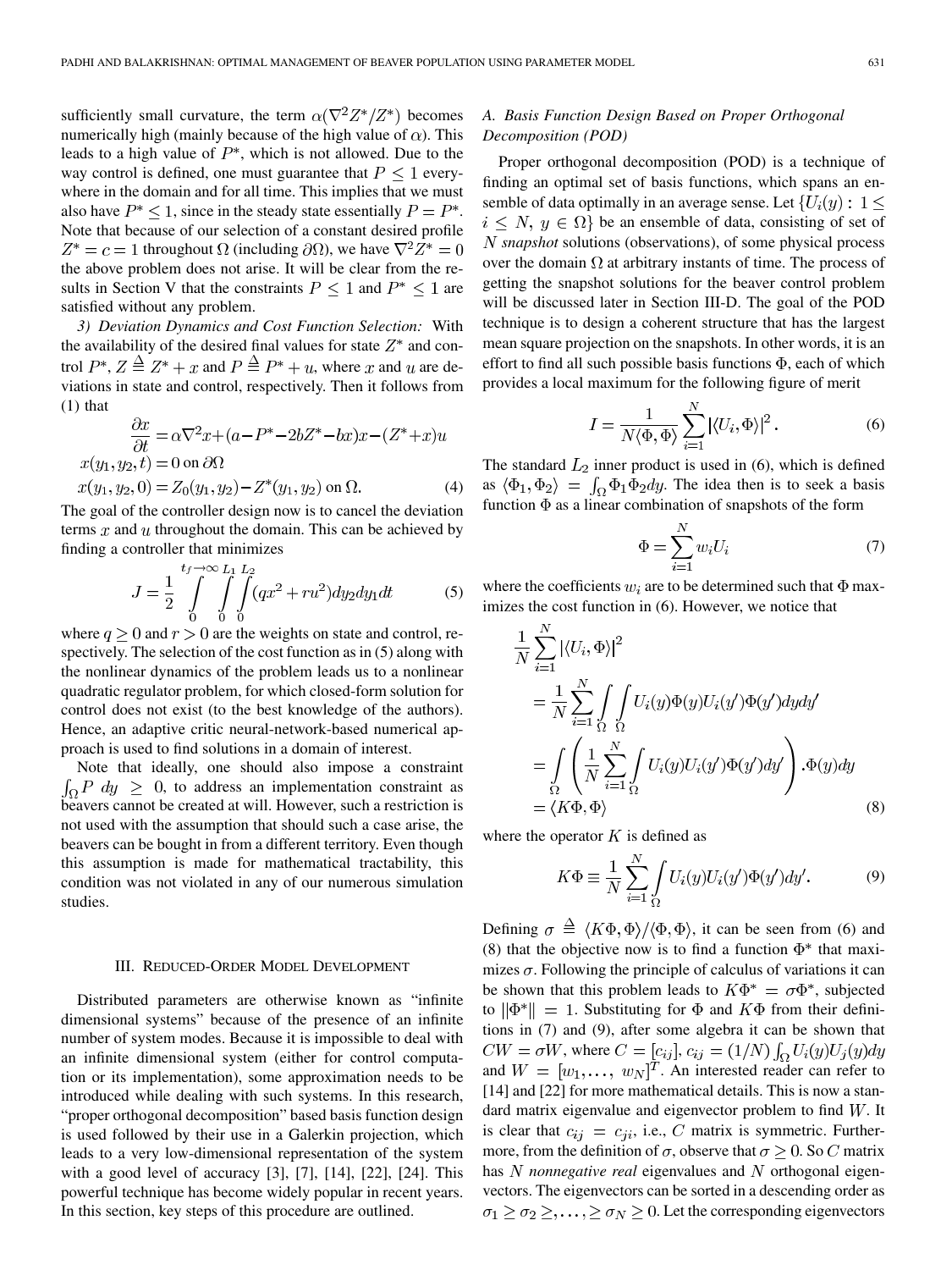sufficiently small curvature, the term $\alpha(\nabla^2 Z^*/Z^*)$ becomes numerically high (mainly because of the high value of $\alpha$). This leads to a high value of $P^*$, which is not allowed. Due to the way control is defined, one must guarantee that $P \leq 1$ everywhere in the domain and for all time. This implies that we must also have $P^* \leq 1$, since in the steady state essentially $P = P^*$. Note that because of our selection of a constant desired profile $Z^* = c = 1$ throughout $\Omega$ (including $\partial\Omega$), we have $\nabla^2 Z^* = 0$ the above problem does not arise. It will be clear from the results in Section V that the constraints $P \leq 1$ and $P^* \leq 1$ are satisfied without any problem.

*3) Deviation Dynamics and Cost Function Selection:* With the availability of the desired final values for state $Z^*$ and control $P^*$, $Z \triangleq Z^* + x$ and $P \triangleq P^* + u$, where $x$ and $u$ are deviations in state and control, respectively. Then it follows from (1) that

$$
\begin{aligned}
\frac{\partial x}{\partial t} &= \alpha\nabla^2 x + (a - P^* - 2bZ^* - bx)x - (Z^* + x)u \\
x(y_1, y_2, t) &= 0 \text{ on } \partial\Omega \\
x(y_1, y_2, 0) &= Z_0(y_1, y_2) - Z^*(y_1, y_2) \text{ on } \Omega. \qquad (4)
\end{aligned}
$$

The goal of the controller design now is to cancel the deviation terms $x$ and $u$ throughout the domain. This can be achieved by finding a controller that minimizes

$$
J = \frac{1}{2}\int_0^{t_f\to\infty}\int_0^{L_1}\int_0^{L_2}(qx^2 + ru^2)dy_2 dy_1 dt \qquad (5)
$$

where $q \geq 0$ and $r > 0$ are the weights on state and control, respectively. The selection of the cost function as in (5) along with the nonlinear dynamics of the problem leads us to a nonlinear quadratic regulator problem, for which closed-form solution for control does not exist (to the best knowledge of the authors). Hence, an adaptive critic neural-network-based numerical approach is used to find solutions in a domain of interest.

Note that ideally, one should also impose a constraint $\int_\Omega P\, dy \geq 0$, to address an implementation constraint as beavers cannot be created at will. However, such a restriction is not used with the assumption that should such a case arise, the beavers can be bought in from a different territory. Even though this assumption is made for mathematical tractability, this condition was not violated in any of our numerous simulation studies.

## III. Reduced-Order Model Development

Distributed parameters are otherwise known as "infinite dimensional systems" because of the presence of an infinite number of system modes. Because it is impossible to deal with an infinite dimensional system (either for control computation or its implementation), some approximation needs to be introduced while dealing with such systems. In this research, "proper orthogonal decomposition" based basis function design is used followed by their use in a Galerkin projection, which leads to a very low-dimensional representation of the system with a good level of accuracy [3], [7], [14], [22], [24]. This powerful technique has become widely popular in recent years. In this section, key steps of this procedure are outlined.

### *A. Basis Function Design Based on Proper Orthogonal Decomposition (POD)*

Proper orthogonal decomposition (POD) is a technique of finding an optimal set of basis functions, which spans an ensemble of data optimally in an average sense. Let $\{U_i(y) : 1 \leq i \leq N,\ y \in \Omega\}$ be an ensemble of data, consisting of set of $N$ *snapshot* solutions (observations), of some physical process over the domain $\Omega$ at arbitrary instants of time. The process of getting the snapshot solutions for the beaver control problem will be discussed later in Section III-D. The goal of the POD technique is to design a coherent structure that has the largest mean square projection on the snapshots. In other words, it is an effort to find all such possible basis functions $\Phi$, each of which provides a local maximum for the following figure of merit

$$
I = \frac{1}{N\langle\Phi, \Phi\rangle}\sum_{i=1}^{N}|\langle U_i, \Phi\rangle|^2. \qquad (6)
$$

The standard $L_2$ inner product is used in (6), which is defined as $\langle\Phi_1, \Phi_2\rangle = \int_\Omega \Phi_1\Phi_2 dy$. The idea then is to seek a basis function $\Phi$ as a linear combination of snapshots of the form

$$
\Phi = \sum_{i=1}^{N} w_i U_i \qquad (7)
$$

where the coefficients $w_i$ are to be determined such that $\Phi$ maximizes the cost function in (6). However, we notice that

$$
\begin{aligned}
&\frac{1}{N}\sum_{i=1}^{N}|\langle U_i, \Phi\rangle|^2 \\
&= \frac{1}{N}\sum_{i=1}^{N}\int_\Omega\int_\Omega U_i(y)\Phi(y)U_i(y')\Phi(y')dy dy' \\
&= \int_\Omega\left(\frac{1}{N}\sum_{i=1}^{N}\int_\Omega U_i(y)U_i(y')\Phi(y')dy'\right).\Phi(y)dy \\
&= \langle K\Phi, \Phi\rangle \qquad (8)
\end{aligned}
$$

where the operator $K$ is defined as

$$
K\Phi \equiv \frac{1}{N}\sum_{i=1}^{N}\int_\Omega U_i(y)U_i(y')\Phi(y')dy'. \qquad (9)
$$

Defining $\sigma \triangleq \langle K\Phi, \Phi\rangle / \langle\Phi, \Phi\rangle$, it can be seen from (6) and (8) that the objective now is to find a function $\Phi^*$ that maximizes $\sigma$. Following the principle of calculus of variations it can be shown that this problem leads to $K\Phi^* = \sigma\Phi^*$, subjected to $\|\Phi^*\| = 1$. Substituting for $\Phi$ and $K\Phi$ from their definitions in (7) and (9), after some algebra it can be shown that $CW = \sigma W$, where $C = [c_{ij}]$, $c_{ij} = (1/N)\int_\Omega U_i(y)U_j(y)dy$ and $W = [w_1, \ldots, w_N]^T$. An interested reader can refer to [14] and [22] for more mathematical details. This is now a standard matrix eigenvalue and eigenvector problem to find $W$. It is clear that $c_{ij} = c_{ji}$, i.e., $C$ matrix is symmetric. Furthermore, from the definition of $\sigma$, observe that $\sigma \geq 0$. So $C$ matrix has $N$ *nonnegative real* eigenvalues and $N$ orthogonal eigenvectors. The eigenvectors can be sorted in a descending order as $\sigma_1 \geq \sigma_2 \geq, \ldots, \geq \sigma_N \geq 0$. Let the corresponding eigenvectors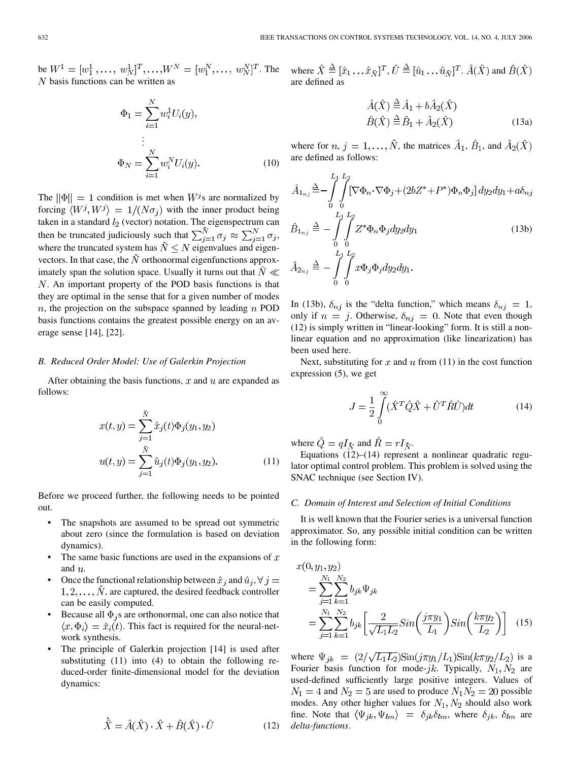be $W^1 = [w_1^1, \ldots, w_N^1]^T, \ldots, W^N = [w_1^N, \ldots, w_N^N]^T$. The $N$ basis functions can be written as

$$\Phi_1 = \sum_{i=1}^{N} w_i^1 U_i(y),$$
$$\vdots$$
$$\Phi_N = \sum_{i=1}^{N} w_i^N U_i(y). \tag{10}$$

The $\|\Phi\| = 1$ condition is met when $W^j$s are normalized by forcing $\langle W^j, W^j \rangle = 1/(N\sigma_j)$ with the inner product being taken in a standard $l_2$ (vector) notation. The eigenspectrum can then be truncated judiciously such that $\sum_{j=1}^{\tilde{N}} \sigma_j \approx \sum_{j=1}^{N} \sigma_j$, where the truncated system has $\tilde{N} \leq N$ eigenvalues and eigenvectors. In that case, the $\tilde{N}$ orthonormal eigenfunctions approximately span the solution space. Usually it turns out that $\tilde{N} \ll N$. An important property of the POD basis functions is that they are optimal in the sense that for a given number of modes $n$, the projection on the subspace spanned by leading $n$ POD basis functions contains the greatest possible energy on an average sense [14], [22].

### B. Reduced Order Model: Use of Galerkin Projection

After obtaining the basis functions, $x$ and $u$ are expanded as follows:

$$x(t,y) = \sum_{j=1}^{\tilde{N}} \hat{x}_j(t)\Phi_j(y_1, y_2)$$
$$u(t,y) = \sum_{j=1}^{\tilde{N}} \hat{u}_j(t)\Phi_j(y_1, y_2). \tag{11}$$

Before we proceed further, the following needs to be pointed out.

- The snapshots are assumed to be spread out symmetric about zero (since the formulation is based on deviation dynamics).
- The same basic functions are used in the expansions of $x$ and $u$.
- Once the functional relationship between $\hat{x}_j$ and $\hat{u}_j, \forall\, j = 1, 2, \ldots, \tilde{N}$, are captured, the desired feedback controller can be easily computed.
- Because all $\Phi_j$s are orthonormal, one can also notice that $\langle x, \Phi_i \rangle = \hat{x}_i(t)$. This fact is required for the neural-network synthesis.
- The principle of Galerkin projection [14] is used after substituting (11) into (4) to obtain the following reduced-order finite-dimensional model for the deviation dynamics:

$$\dot{\hat{X}} = \hat{A}(\hat{X}) \cdot \hat{X} + \hat{B}(\hat{X}) \cdot \hat{U} \tag{12}$$

where $\hat{X} \triangleq [\hat{x}_1 \ldots \hat{x}_{\tilde{N}}]^T$, $\hat{U} \triangleq [\hat{u}_1 \ldots \hat{u}_{\tilde{N}}]^T$. $\hat{A}(\hat{X})$ and $\hat{B}(\hat{X})$ are defined as

$$\hat{A}(\hat{X}) \triangleq \hat{A}_1 + b\hat{A}_2(\hat{X})$$
$$\hat{B}(\hat{X}) \triangleq \hat{B}_1 + \hat{A}_2(\hat{X}) \tag{13a}$$

where for $n, j = 1, \ldots, \tilde{N}$, the matrices $\hat{A}_1$, $\hat{B}_1$, and $\hat{A}_2(\hat{X})$ are defined as follows:

$$\hat{A}_{1_{nj}} \triangleq -\int_0^{L_1}\int_0^{L_2} [\nabla\Phi_n \cdot \nabla\Phi_j + (2bZ^* + P^*)\Phi_n\Phi_j]\, dy_2 dy_1 + a\delta_{nj}$$
$$\hat{B}_{1_{nj}} \triangleq -\int_0^{L_1}\int_0^{L_2} Z^*\Phi_n\Phi_j dy_2 dy_1 \tag{13b}$$
$$\hat{A}_{2_{nj}} \triangleq -\int_0^{L_1}\int_0^{L_2} x\Phi_j\Phi_j dy_2 dy_1.$$

In (13b), $\delta_{nj}$ is the "delta function," which means $\delta_{nj} = 1$, only if $n = j$. Otherwise, $\delta_{nj} = 0$. Note that even though (12) is simply written in "linear-looking" form. It is still a nonlinear equation and no approximation (like linearization) has been used here.

Next, substituting for $x$ and $u$ from (11) in the cost function expression (5), we get

$$J = \frac{1}{2}\int_0^{\infty} (\hat{X}^T\hat{Q}\hat{X} + \hat{U}^T\hat{R}\hat{U})dt \tag{14}$$

where $\hat{Q} = qI_{\tilde{N}}$ and $\hat{R} = rI_{\tilde{N}}$.

Equations (12)–(14) represent a nonlinear quadratic regulator optimal control problem. This problem is solved using the SNAC technique (see Section IV).

### C. Domain of Interest and Selection of Initial Conditions

It is well known that the Fourier series is a universal function approximator. So, any possible initial condition can be written in the following form:

$$x(0, y_1, y_2) = \sum_{j=1}^{N_1}\sum_{k=1}^{N_2} b_{jk}\Psi_{jk} = \sum_{j=1}^{N_1}\sum_{k=1}^{N_2} b_{jk}\left[\frac{2}{\sqrt{L_1L_2}} Sin\left(\frac{j\pi y_1}{L_1}\right) Sin\left(\frac{k\pi y_2}{L_2}\right)\right] \tag{15}$$

where $\Psi_{jk} = (2/\sqrt{L_1L_2})\mathrm{Sin}(j\pi y_1/L_1)\mathrm{Sin}(k\pi y_2/L_2)$ is a Fourier basis function for mode-$jk$. Typically, $N_1, N_2$ are used-defined sufficiently large positive integers. Values of $N_1 = 4$ and $N_2 = 5$ are used to produce $N_1N_2 = 20$ possible modes. Any other higher values for $N_1, N_2$ should also work fine. Note that $\langle \Psi_{jk}, \Psi_{lm} \rangle = \delta_{jk}\delta_{lm}$, where $\delta_{jk}$, $\delta_{lm}$ are *delta-functions*.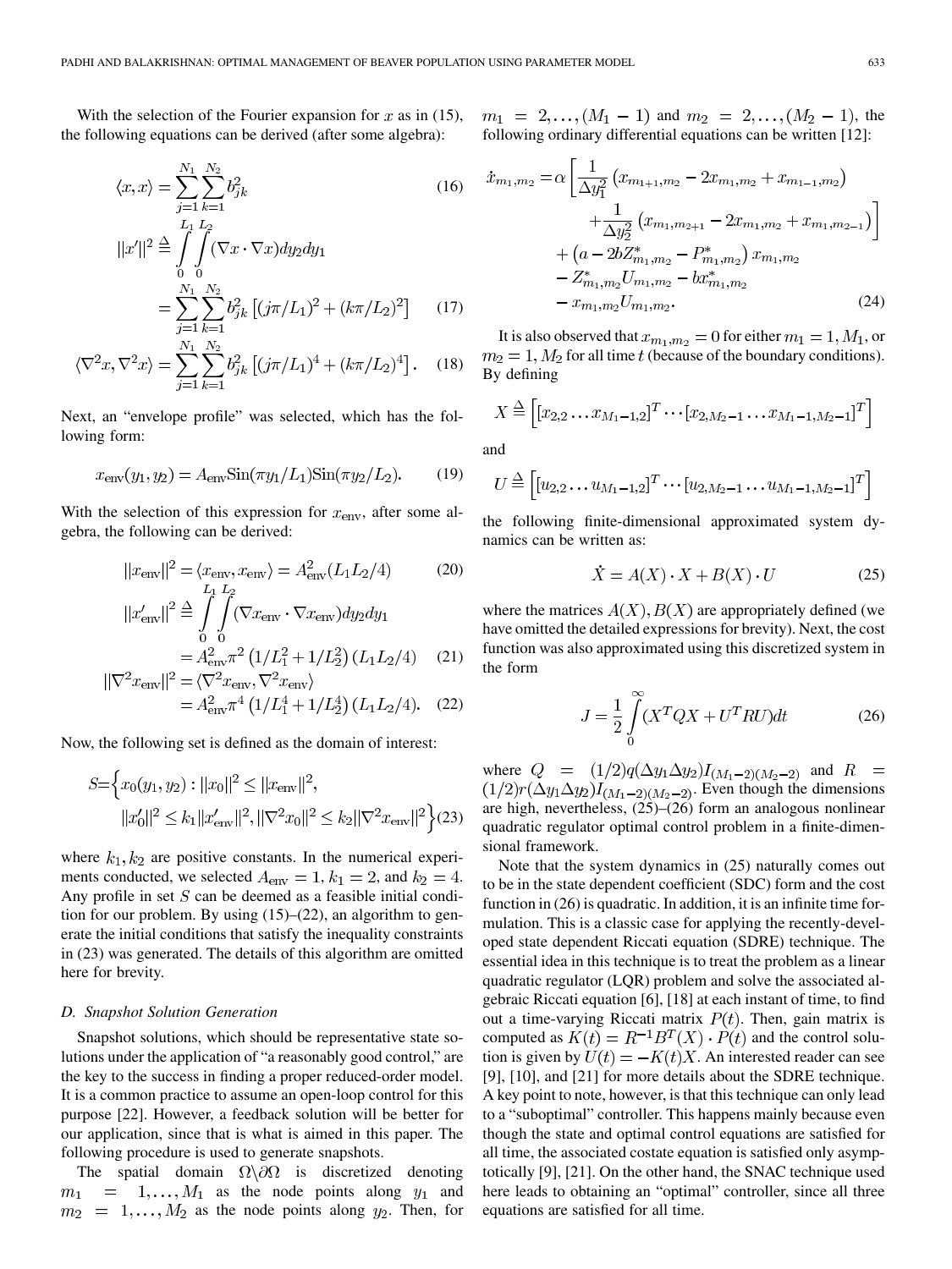With the selection of the Fourier expansion for $x$ as in (15), the following equations can be derived (after some algebra):

$$\langle x, x\rangle = \sum_{j=1}^{N_1}\sum_{k=1}^{N_2} b_{jk}^2 \tag{16}$$

$$\|x'\|^2 \triangleq \int_0^{L_1}\int_0^{L_2} (\nabla x \cdot \nabla x) dy_2 dy_1 = \sum_{j=1}^{N_1}\sum_{k=1}^{N_2} b_{jk}^2 \left[(j\pi/L_1)^2 + (k\pi/L_2)^2\right] \tag{17}$$

$$\langle \nabla^2 x, \nabla^2 x\rangle = \sum_{j=1}^{N_1}\sum_{k=1}^{N_2} b_{jk}^2 \left[(j\pi/L_1)^4 + (k\pi/L_2)^4\right]. \tag{18}$$

Next, an "envelope profile" was selected, which has the following form:

$$x_{\text{env}}(y_1, y_2) = A_{\text{env}} \text{Sin}(\pi y_1/L_1) \text{Sin}(\pi y_2/L_2). \tag{19}$$

With the selection of this expression for $x_{\text{env}}$, after some algebra, the following can be derived:

$$\|x_{\text{env}}\|^2 = \langle x_{\text{env}}, x_{\text{env}}\rangle = A_{\text{env}}^2 (L_1 L_2/4) \tag{20}$$

$$\|x'_{\text{env}}\|^2 \triangleq \int_0^{L_1}\int_0^{L_2} (\nabla x_{\text{env}} \cdot \nabla x_{\text{env}}) dy_2 dy_1 = A_{\text{env}}^2 \pi^2 \left(1/L_1^2 + 1/L_2^2\right)(L_1 L_2/4) \tag{21}$$

$$\|\nabla^2 x_{\text{env}}\|^2 = \langle \nabla^2 x_{\text{env}}, \nabla^2 x_{\text{env}}\rangle = A_{\text{env}}^2 \pi^4 \left(1/L_1^4 + 1/L_2^4\right)(L_1 L_2/4). \tag{22}$$

Now, the following set is defined as the domain of interest:

$$S = \Big\{x_0(y_1, y_2) : \|x_0\|^2 \le \|x_{\text{env}}\|^2, \|x'_0\|^2 \le k_1 \|x'_{\text{env}}\|^2, \|\nabla^2 x_0\|^2 \le k_2 \|\nabla^2 x_{\text{env}}\|^2\Big\} \tag{23}$$

where $k_1, k_2$ are positive constants. In the numerical experiments conducted, we selected $A_{\text{env}} = 1$, $k_1 = 2$, and $k_2 = 4$. Any profile in set $S$ can be deemed as a feasible initial condition for our problem. By using (15)–(22), an algorithm to generate the initial conditions that satisfy the inequality constraints in (23) was generated. The details of this algorithm are omitted here for brevity.

### D. Snapshot Solution Generation

Snapshot solutions, which should be representative state solutions under the application of "a reasonably good control," are the key to the success in finding a proper reduced-order model. It is a common practice to assume an open-loop control for this purpose [22]. However, a feedback solution will be better for our application, since that is what is aimed in this paper. The following procedure is used to generate snapshots.

The spatial domain $\Omega \backslash \partial\Omega$ is discretized denoting $m_1 = 1, \ldots, M_1$ as the node points along $y_1$ and $m_2 = 1, \ldots, M_2$ as the node points along $y_2$. Then, for $m_1 = 2, \ldots, (M_1 - 1)$ and $m_2 = 2, \ldots, (M_2 - 1)$, the following ordinary differential equations can be written [12]:

$$\begin{aligned}
\dot{x}_{m_1,m_2} = &\alpha \left[\frac{1}{\Delta y_1^2}\left(x_{m_{1+1},m_2} - 2x_{m_1,m_2} + x_{m_{1-1},m_2}\right) + \frac{1}{\Delta y_2^2}\left(x_{m_1,m_{2+1}} - 2x_{m_1,m_2} + x_{m_1,m_{2-1}}\right)\right] \\
&+ \left(a - 2bZ_{m_1,m_2}^* - P_{m_1,m_2}^*\right) x_{m_1,m_2} \\
&- Z_{m_1,m_2}^* U_{m_1,m_2} - b x_{m_1,m_2}^* \\
&- x_{m_1,m_2} U_{m_1,m_2}.
\end{aligned} \tag{24}$$

It is also observed that $x_{m_1,m_2} = 0$ for either $m_1 = 1, M_1$, or $m_2 = 1, M_2$ for all time $t$ (because of the boundary conditions). By defining

$$X \triangleq \left[[x_{2,2} \ldots x_{M_1-1,2}]^T \cdots [x_{2,M_2-1} \ldots x_{M_1-1,M_2-1}]^T\right]$$

and

$$U \triangleq \left[[u_{2,2} \ldots u_{M_1-1,2}]^T \cdots [u_{2,M_2-1} \ldots u_{M_1-1,M_2-1}]^T\right]$$

the following finite-dimensional approximated system dynamics can be written as:

$$\dot{X} = A(X) \cdot X + B(X) \cdot U \tag{25}$$

where the matrices $A(X), B(X)$ are appropriately defined (we have omitted the detailed expressions for brevity). Next, the cost function was also approximated using this discretized system in the form

$$J = \frac{1}{2}\int_0^{\infty} (X^T Q X + U^T R U) dt \tag{26}$$

where $Q = (1/2)q(\Delta y_1 \Delta y_2) I_{(M_1-2)(M_2-2)}$ and $R = (1/2)r(\Delta y_1 \Delta y_2) I_{(M_1-2)(M_2-2)}$. Even though the dimensions are high, nevertheless, (25)–(26) form an analogous nonlinear quadratic regulator optimal control problem in a finite-dimensional framework.

Note that the system dynamics in (25) naturally comes out to be in the state dependent coefficient (SDC) form and the cost function in (26) is quadratic. In addition, it is an infinite time formulation. This is a classic case for applying the recently-developed state dependent Riccati equation (SDRE) technique. The essential idea in this technique is to treat the problem as a linear quadratic regulator (LQR) problem and solve the associated algebraic Riccati equation [6], [18] at each instant of time, to find out a time-varying Riccati matrix $P(t)$. Then, gain matrix is computed as $K(t) = R^{-1}B^T(X) \cdot P(t)$ and the control solution is given by $U(t) = -K(t)X$. An interested reader can see [9], [10], and [21] for more details about the SDRE technique. A key point to note, however, is that this technique can only lead to a "suboptimal" controller. This happens mainly because even though the state and optimal control equations are satisfied for all time, the associated costate equation is satisfied only asymptotically [9], [21]. On the other hand, the SNAC technique used here leads to obtaining an "optimal" controller, since all three equations are satisfied for all time.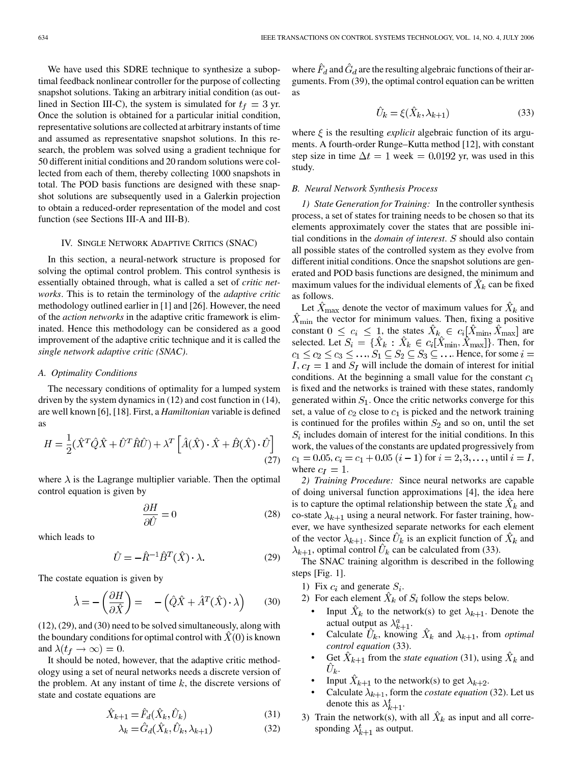We have used this SDRE technique to synthesize a suboptimal feedback nonlinear controller for the purpose of collecting snapshot solutions. Taking an arbitrary initial condition (as outlined in Section III-C), the system is simulated for $t_f = 3$ yr. Once the solution is obtained for a particular initial condition, representative solutions are collected at arbitrary instants of time and assumed as representative snapshot solutions. In this research, the problem was solved using a gradient technique for 50 different initial conditions and 20 random solutions were collected from each of them, thereby collecting 1000 snapshots in total. The POD basis functions are designed with these snapshot solutions are subsequently used in a Galerkin projection to obtain a reduced-order representation of the model and cost function (see Sections III-A and III-B).

## IV. Single Network Adaptive Critics (SNAC)

In this section, a neural-network structure is proposed for solving the optimal control problem. This control synthesis is essentially obtained through, what is called a set of *critic networks*. This is to retain the terminology of the *adaptive critic* methodology outlined earlier in [1] and [26]. However, the need of the *action networks* in the adaptive critic framework is eliminated. Hence this methodology can be considered as a good improvement of the adaptive critic technique and it is called the *single network adaptive critic (SNAC)*.

### A. Optimality Conditions

The necessary conditions of optimality for a lumped system driven by the system dynamics in (12) and cost function in (14), are well known [6], [18]. First, a *Hamiltonian* variable is defined as

$$H = \frac{1}{2}(\hat{X}^T\hat{Q}\hat{X} + \hat{U}^T\hat{R}\hat{U}) + \lambda^T\left[\hat{A}(\hat{X})\cdot\hat{X} + \hat{B}(\hat{X})\cdot\hat{U}\right] \quad (27)$$

where $\lambda$ is the Lagrange multiplier variable. Then the optimal control equation is given by

$$\frac{\partial H}{\partial \hat{U}} = 0 \quad (28)$$

which leads to

$$\hat{U} = -\hat{R}^{-1}\hat{B}^T(\hat{X})\cdot\lambda. \quad (29)$$

The costate equation is given by

$$\dot{\lambda} = -\left(\frac{\partial H}{\partial \hat{X}}\right) = -\left(\hat{Q}\hat{X} + \hat{A}^T(\hat{X})\cdot\lambda\right) \quad (30)$$

(12), (29), and (30) need to be solved simultaneously, along with the boundary conditions for optimal control with $\hat{X}(0)$ is known and $\lambda(t_f \to \infty) = 0$.

It should be noted, however, that the adaptive critic methodology using a set of neural networks needs a discrete version of the problem. At any instant of time $k$, the discrete versions of state and costate equations are

$$\hat{X}_{k+1} = \hat{F}_d(\hat{X}_k, \hat{U}_k) \quad (31)$$

$$\lambda_k = \hat{G}_d(\hat{X}_k, \hat{U}_k, \lambda_{k+1}) \quad (32)$$

where $\hat{F}_d$ and $\hat{G}_d$ are the resulting algebraic functions of their arguments. From (39), the optimal control equation can be written as

$$\hat{U}_k = \xi(\hat{X}_k, \lambda_{k+1}) \quad (33)$$

where $\xi$ is the resulting *explicit* algebraic function of its arguments. A fourth-order Runge–Kutta method [12], with constant step size in time $\Delta t = 1$ week $= 0.0192$ yr, was used in this study.

### B. Neural Network Synthesis Process

*1) State Generation for Training:* In the controller synthesis process, a set of states for training needs to be chosen so that its elements approximately cover the states that are possible initial conditions in the *domain of interest*. $S$ should also contain all possible states of the controlled system as they evolve from different initial conditions. Once the snapshot solutions are generated and POD basis functions are designed, the minimum and maximum values for the individual elements of $\hat{X}_k$ can be fixed as follows.

Let $\hat{X}_{\max}$ denote the vector of maximum values for $\hat{X}_k$ and $\hat{X}_{\min}$ the vector for minimum values. Then, fixing a positive constant $0 \le c_i \le 1$, the states $\hat{X}_k \in c_i[\hat{X}_{\min}, \hat{X}_{\max}]$ are selected. Let $S_i = \{\hat{X}_k : \hat{X}_k \in c_i[\hat{X}_{\min}, \hat{X}_{\max}]\}$. Then, for $c_1 \le c_2 \le c_3 \le \ldots, S_1 \subseteq S_2 \subseteq S_3 \subseteq \ldots$. Hence, for some $i = I$, $c_I = 1$ and $S_I$ will include the domain of interest for initial conditions. At the beginning a small value for the constant $c_1$ is fixed and the networks is trained with these states, randomly generated within $S_1$. Once the critic networks converge for this set, a value of $c_2$ close to $c_1$ is picked and the network training is continued for the profiles within $S_2$ and so on, until the set $S_i$ includes domain of interest for the initial conditions. In this work, the values of the constants are updated progressively from $c_1 = 0.05$, $c_i = c_1 + 0.05\,(i-1)$ for $i = 2, 3, \ldots,$ until $i = I$, where $c_I = 1$.

*2) Training Procedure:* Since neural networks are capable of doing universal function approximations [4], the idea here is to capture the optimal relationship between the state $\hat{X}_k$ and co-state $\lambda_{k+1}$ using a neural network. For faster training, however, we have synthesized separate networks for each element of the vector $\lambda_{k+1}$. Since $\hat{U}_k$ is an explicit function of $\hat{X}_k$ and $\lambda_{k+1}$, optimal control $\hat{U}_k$ can be calculated from (33).

The SNAC training algorithm is described in the following steps [Fig. 1].

1) Fix $c_i$ and generate $S_i$.
2) For each element $\hat{X}_k$ of $S_i$ follow the steps below.
   - Input $\hat{X}_k$ to the network(s) to get $\lambda_{k+1}$. Denote the actual output as $\lambda_{k+1}^a$.
   - Calculate $\hat{U}_k$, knowing $\hat{X}_k$ and $\lambda_{k+1}$, from *optimal control equation* (33).
   - Get $\hat{X}_{k+1}$ from the *state equation* (31), using $\hat{X}_k$ and $\hat{U}_k$.
   - Input $\hat{X}_{k+1}$ to the network(s) to get $\lambda_{k+2}$.
   - Calculate $\lambda_{k+1}$, form the *costate equation* (32). Let us denote this as $\lambda_{k+1}^t$.
3) Train the network(s), with all $\hat{X}_k$ as input and all corresponding $\lambda_{k+1}^t$ as output.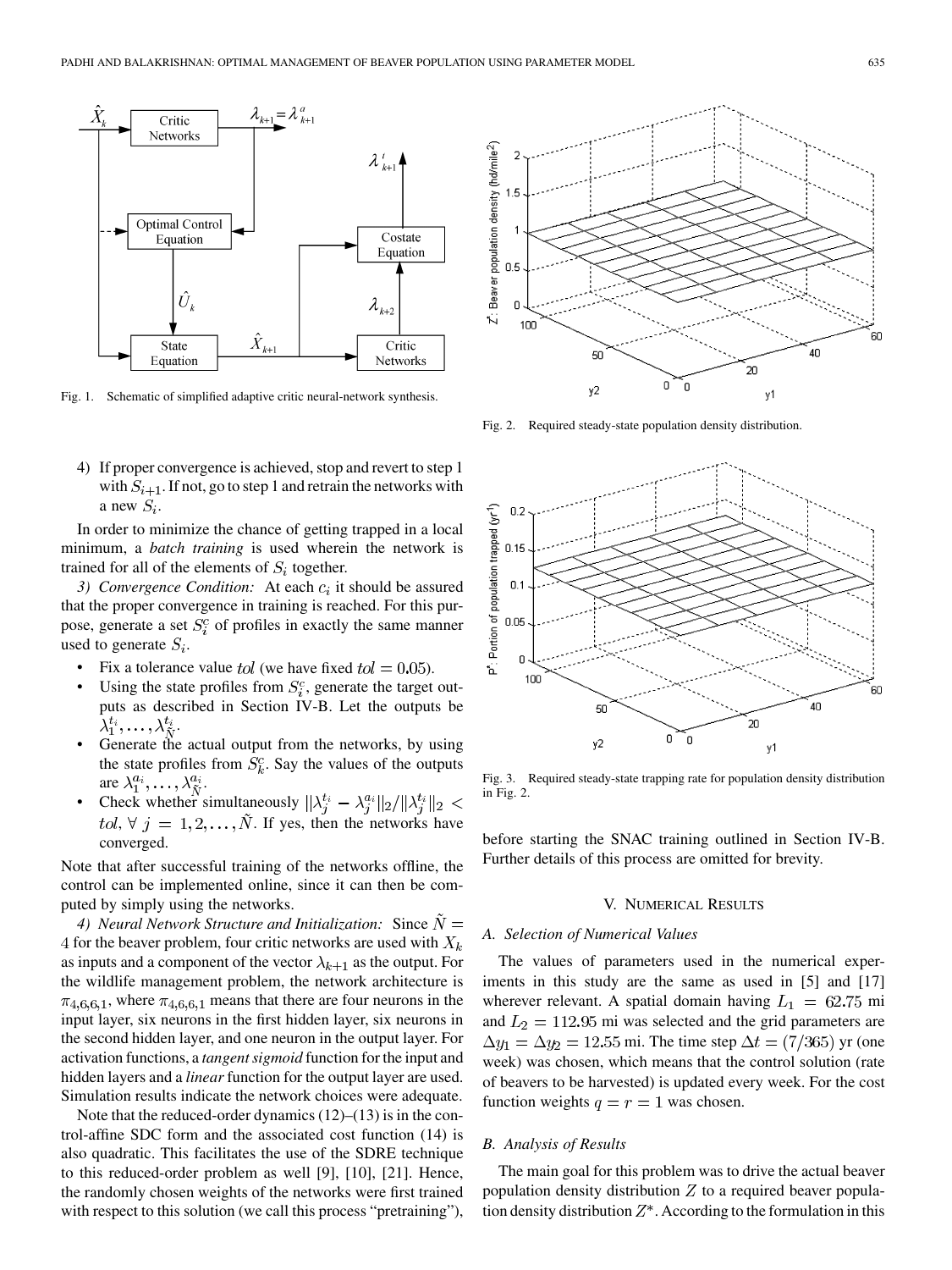Fig. 1. Schematic of simplified adaptive critic neural-network synthesis.

Fig. 2. Required steady-state population density distribution.

Fig. 3. Required steady-state trapping rate for population density distribution in Fig. 2.

4) If proper convergence is achieved, stop and revert to step 1 with $S_{i+1}$. If not, go to step 1 and retrain the networks with a new $S_i$.

In order to minimize the chance of getting trapped in a local minimum, a *batch training* is used wherein the network is trained for all of the elements of $S_i$ together.

*3) Convergence Condition:* At each $c_i$ it should be assured that the proper convergence in training is reached. For this purpose, generate a set $S_i^c$ of profiles in exactly the same manner used to generate $S_i$.

- Fix a tolerance value $tol$ (we have fixed $tol = 0.05$).
- Using the state profiles from $S_i^c$, generate the target outputs as described in Section IV-B. Let the outputs be $\lambda_1^{t_i}, \ldots, \lambda_{\tilde{N}}^{t_i}$.
- Generate the actual output from the networks, by using the state profiles from $S_k^c$. Say the values of the outputs are $\lambda_1^{a_i}, \ldots, \lambda_{\tilde{N}}^{a_i}$.
- Check whether simultaneously $\|\lambda_j^{t_i} - \lambda_j^{a_i}\|_2 / \|\lambda_j^{t_i}\|_2 < tol, \forall\ j = 1, 2, \ldots, \tilde{N}$. If yes, then the networks have converged.

Note that after successful training of the networks offline, the control can be implemented online, since it can then be computed by simply using the networks.

*4) Neural Network Structure and Initialization:* Since $\tilde{N} = 4$ for the beaver problem, four critic networks are used with $X_k$ as inputs and a component of the vector $\lambda_{k+1}$ as the output. For the wildlife management problem, the network architecture is $\pi_{4,6,6,1}$, where $\pi_{4,6,6,1}$ means that there are four neurons in the input layer, six neurons in the first hidden layer, six neurons in the second hidden layer, and one neuron in the output layer. For activation functions, a *tangent sigmoid* function for the input and hidden layers and a *linear* function for the output layer are used. Simulation results indicate the network choices were adequate.

Note that the reduced-order dynamics (12)–(13) is in the control-affine SDC form and the associated cost function (14) is also quadratic. This facilitates the use of the SDRE technique to this reduced-order problem as well [9], [10], [21]. Hence, the randomly chosen weights of the networks were first trained with respect to this solution (we call this process "pretraining"), before starting the SNAC training outlined in Section IV-B. Further details of this process are omitted for brevity.

## V. Numerical Results

### A. Selection of Numerical Values

The values of parameters used in the numerical experiments in this study are the same as used in [5] and [17] wherever relevant. A spatial domain having $L_1 = 62.75$ mi and $L_2 = 112.95$ mi was selected and the grid parameters are $\Delta y_1 = \Delta y_2 = 12.55$ mi. The time step $\Delta t = (7/365)$ yr (one week) was chosen, which means that the control solution (rate of beavers to be harvested) is updated every week. For the cost function weights $q = r = 1$ was chosen.

### B. Analysis of Results

The main goal for this problem was to drive the actual beaver population density distribution $Z$ to a required beaver population density distribution $Z^*$. According to the formulation in this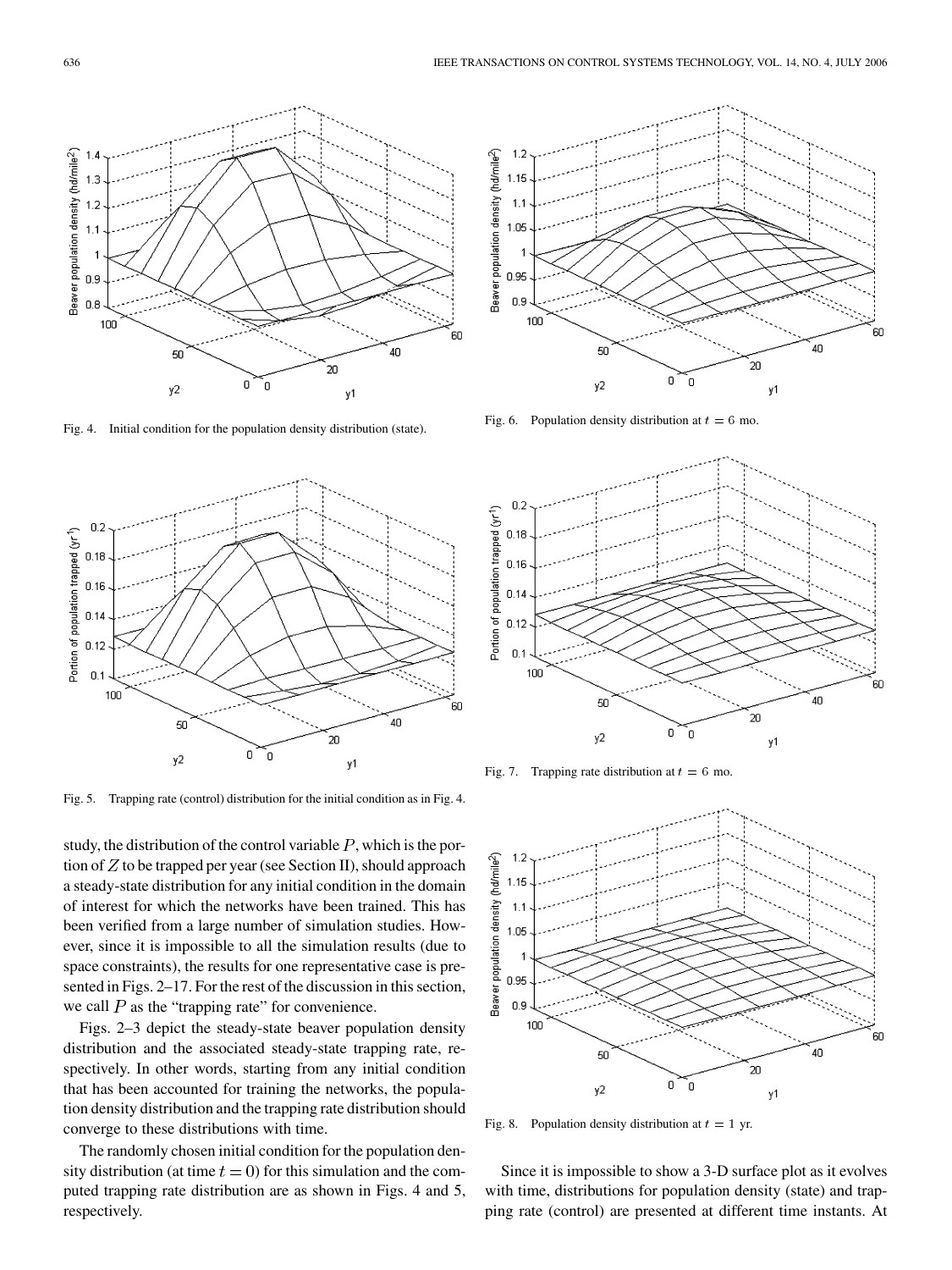Fig. 4. Initial condition for the population density distribution (state).

Fig. 5. Trapping rate (control) distribution for the initial condition as in Fig. 4.

Fig. 6. Population density distribution at $t = 6$ mo.

Fig. 7. Trapping rate distribution at $t = 6$ mo.

Fig. 8. Population density distribution at $t = 1$ yr.

study, the distribution of the control variable $P$, which is the portion of $Z$ to be trapped per year (see Section II), should approach a steady-state distribution for any initial condition in the domain of interest for which the networks have been trained. This has been verified from a large number of simulation studies. However, since it is impossible to all the simulation results (due to space constraints), the results for one representative case is presented in Figs. 2–17. For the rest of the discussion in this section, we call $P$ as the "trapping rate" for convenience.

Figs. 2–3 depict the steady-state beaver population density distribution and the associated steady-state trapping rate, respectively. In other words, starting from any initial condition that has been accounted for training the networks, the population density distribution and the trapping rate distribution should converge to these distributions with time.

The randomly chosen initial condition for the population density distribution (at time $t = 0$) for this simulation and the computed trapping rate distribution are as shown in Figs. 4 and 5, respectively.

Since it is impossible to show a 3-D surface plot as it evolves with time, distributions for population density (state) and trapping rate (control) are presented at different time instants. At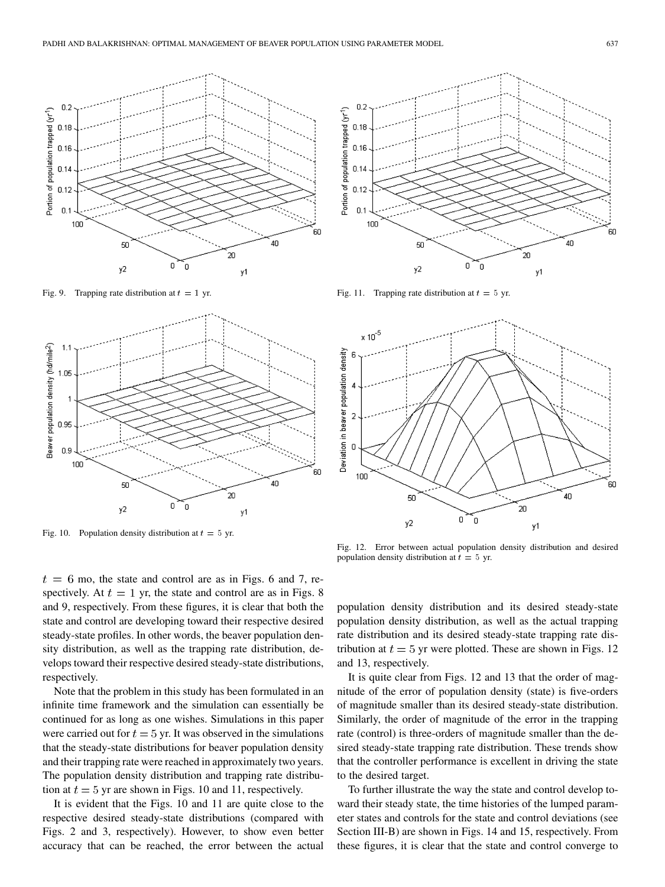Fig. 9. Trapping rate distribution at $t = 1$ yr.

Fig. 10. Population density distribution at $t = 5$ yr.

Fig. 11. Trapping rate distribution at $t = 5$ yr.

Fig. 12. Error between actual population density distribution and desired population density distribution at $t = 5$ yr.

$t = 6$ mo, the state and control are as in Figs. 6 and 7, respectively. At $t = 1$ yr, the state and control are as in Figs. 8 and 9, respectively. From these figures, it is clear that both the state and control are developing toward their respective desired steady-state profiles. In other words, the beaver population density distribution, as well as the trapping rate distribution, develops toward their respective desired steady-state distributions, respectively.

Note that the problem in this study has been formulated in an infinite time framework and the simulation can essentially be continued for as long as one wishes. Simulations in this paper were carried out for $t = 5$ yr. It was observed in the simulations that the steady-state distributions for beaver population density and their trapping rate were reached in approximately two years. The population density distribution and trapping rate distribution at $t = 5$ yr are shown in Figs. 10 and 11, respectively.

It is evident that the Figs. 10 and 11 are quite close to the respective desired steady-state distributions (compared with Figs. 2 and 3, respectively). However, to show even better accuracy that can be reached, the error between the actual population density distribution and its desired steady-state population density distribution, as well as the actual trapping rate distribution and its desired steady-state trapping rate distribution at $t = 5$ yr were plotted. These are shown in Figs. 12 and 13, respectively.

It is quite clear from Figs. 12 and 13 that the order of magnitude of the error of population density (state) is five-orders of magnitude smaller than its desired steady-state distribution. Similarly, the order of magnitude of the error in the trapping rate (control) is three-orders of magnitude smaller than the desired steady-state trapping rate distribution. These trends show that the controller performance is excellent in driving the state to the desired target.

To further illustrate the way the state and control develop toward their steady state, the time histories of the lumped parameter states and controls for the state and control deviations (see Section III-B) are shown in Figs. 14 and 15, respectively. From these figures, it is clear that the state and control converge to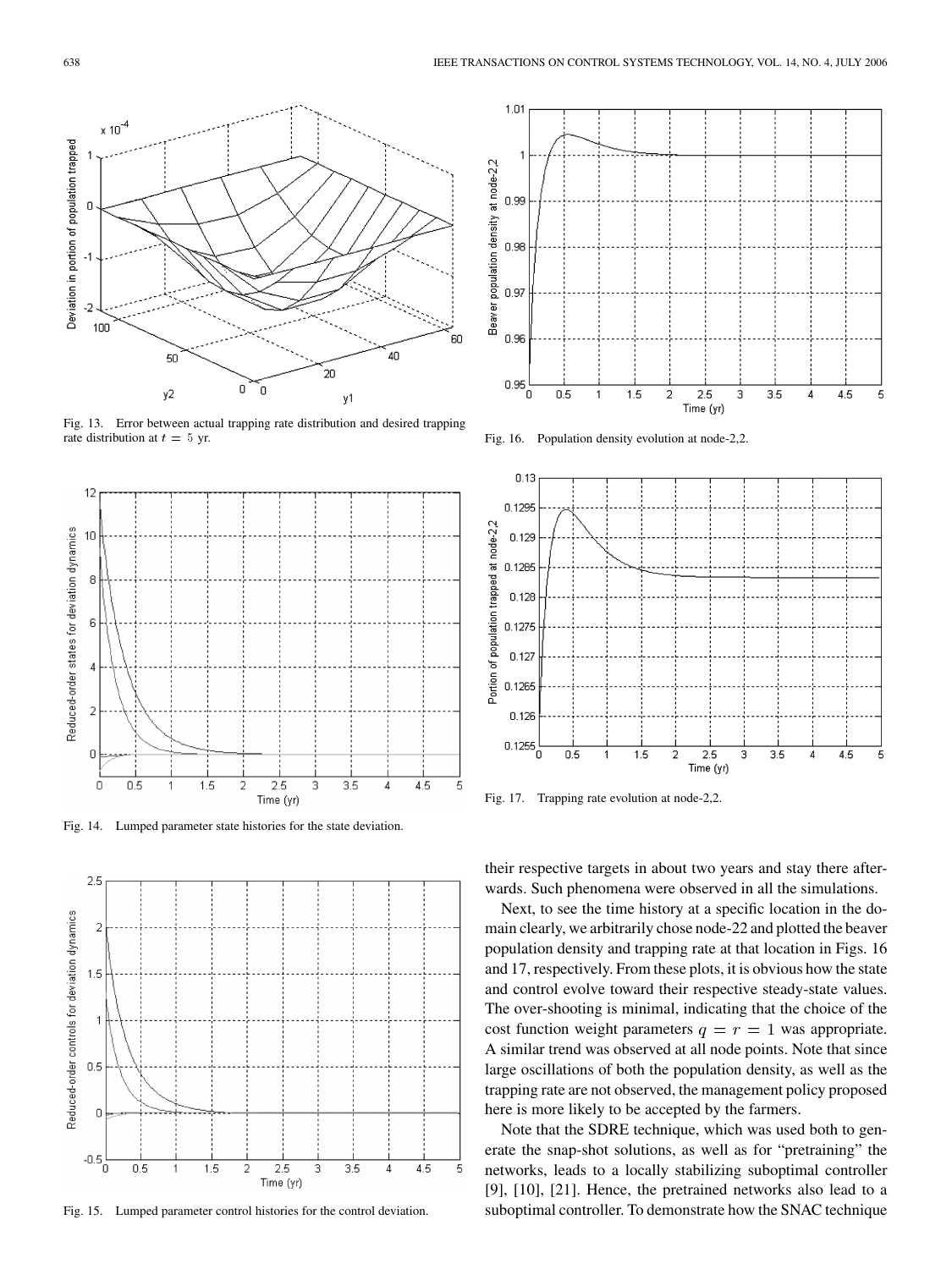Fig. 13. Error between actual trapping rate distribution and desired trapping rate distribution at $t = 5$ yr.

Fig. 14. Lumped parameter state histories for the state deviation.

Fig. 15. Lumped parameter control histories for the control deviation.

Fig. 16. Population density evolution at node-2,2.

Fig. 17. Trapping rate evolution at node-2,2.

their respective targets in about two years and stay there afterwards. Such phenomena were observed in all the simulations.

Next, to see the time history at a specific location in the domain clearly, we arbitrarily chose node-22 and plotted the beaver population density and trapping rate at that location in Figs. 16 and 17, respectively. From these plots, it is obvious how the state and control evolve toward their respective steady-state values. The over-shooting is minimal, indicating that the choice of the cost function weight parameters $q = r = 1$ was appropriate. A similar trend was observed at all node points. Note that since large oscillations of both the population density, as well as the trapping rate are not observed, the management policy proposed here is more likely to be accepted by the farmers.

Note that the SDRE technique, which was used both to generate the snap-shot solutions, as well as for "pretraining" the networks, leads to a locally stabilizing suboptimal controller [9], [10], [21]. Hence, the pretrained networks also lead to a suboptimal controller. To demonstrate how the SNAC technique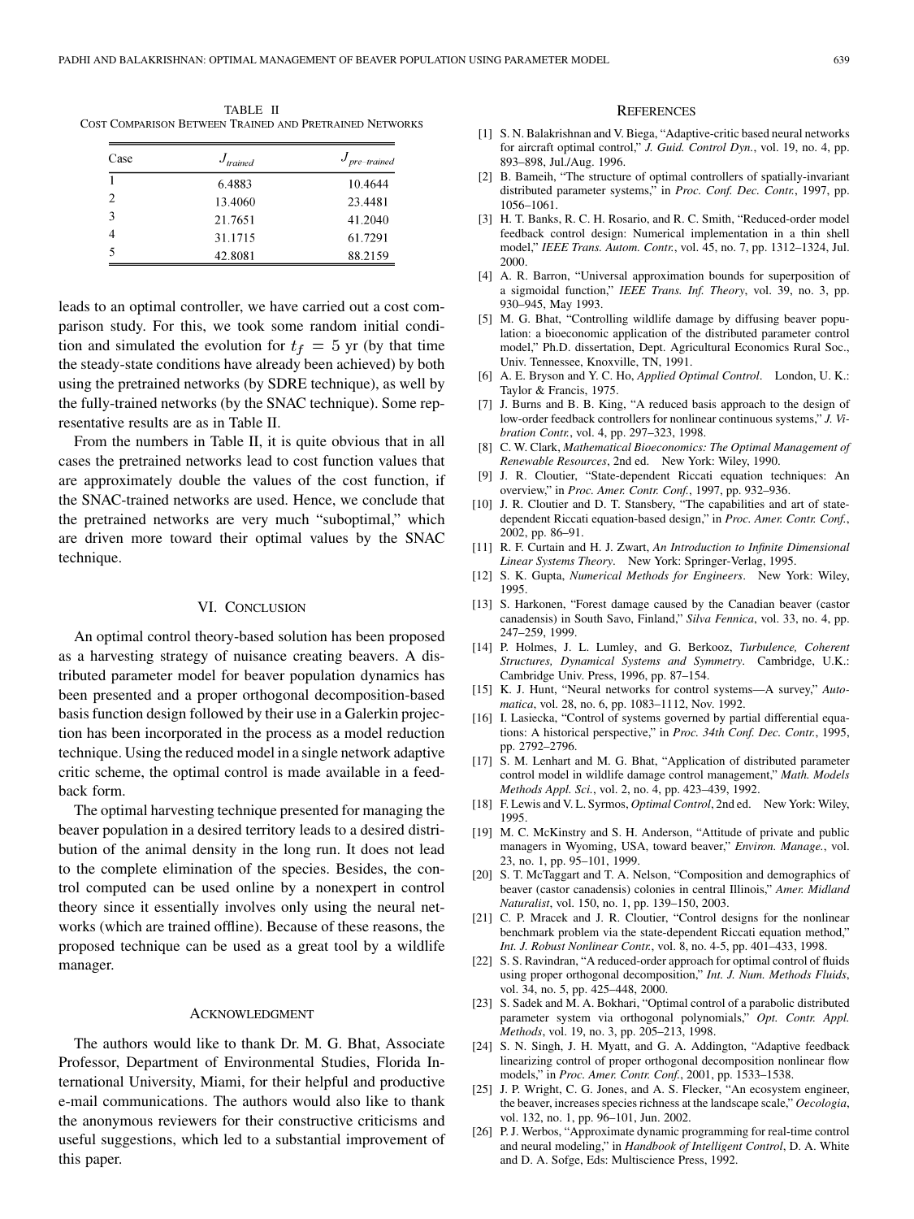TABLE II
COST COMPARISON BETWEEN TRAINED AND PRETRAINED NETWORKS

| Case | $J_{trained}$ | $J_{pre-trained}$ |
|---|---|---|
| 1 | 6.4883 | 10.4644 |
| 2 | 13.4060 | 23.4481 |
| 3 | 21.7651 | 41.2040 |
| 4 | 31.1715 | 61.7291 |
| 5 | 42.8081 | 88.2159 |

leads to an optimal controller, we have carried out a cost comparison study. For this, we took some random initial condition and simulated the evolution for $t_f = 5$ yr (by that time the steady-state conditions have already been achieved) by both using the pretrained networks (by SDRE technique), as well by the fully-trained networks (by the SNAC technique). Some representative results are as in Table II.

From the numbers in Table II, it is quite obvious that in all cases the pretrained networks lead to cost function values that are approximately double the values of the cost function, if the SNAC-trained networks are used. Hence, we conclude that the pretrained networks are very much "suboptimal," which are driven more toward their optimal values by the SNAC technique.

## VI. CONCLUSION

An optimal control theory-based solution has been proposed as a harvesting strategy of nuisance creating beavers. A distributed parameter model for beaver population dynamics has been presented and a proper orthogonal decomposition-based basis function design followed by their use in a Galerkin projection has been incorporated in the process as a model reduction technique. Using the reduced model in a single network adaptive critic scheme, the optimal control is made available in a feedback form.

The optimal harvesting technique presented for managing the beaver population in a desired territory leads to a desired distribution of the animal density in the long run. It does not lead to the complete elimination of the species. Besides, the control computed can be used online by a nonexpert in control theory since it essentially involves only using the neural networks (which are trained offline). Because of these reasons, the proposed technique can be used as a great tool by a wildlife manager.

## ACKNOWLEDGMENT

The authors would like to thank Dr. M. G. Bhat, Associate Professor, Department of Environmental Studies, Florida International University, Miami, for their helpful and productive e-mail communications. The authors would also like to thank the anonymous reviewers for their constructive criticisms and useful suggestions, which led to a substantial improvement of this paper.

## REFERENCES

[1] S. N. Balakrishnan and V. Biega, "Adaptive-critic based neural networks for aircraft optimal control," *J. Guid. Control Dyn.*, vol. 19, no. 4, pp. 893–898, Jul./Aug. 1996.

[2] B. Bameih, "The structure of optimal controllers of spatially-invariant distributed parameter systems," in *Proc. Conf. Dec. Contr.*, 1997, pp. 1056–1061.

[3] H. T. Banks, R. C. H. Rosario, and R. C. Smith, "Reduced-order model feedback control design: Numerical implementation in a thin shell model," *IEEE Trans. Autom. Contr.*, vol. 45, no. 7, pp. 1312–1324, Jul. 2000.

[4] A. R. Barron, "Universal approximation bounds for superposition of a sigmoidal function," *IEEE Trans. Inf. Theory*, vol. 39, no. 3, pp. 930–945, May 1993.

[5] M. G. Bhat, "Controlling wildlife damage by diffusing beaver population: a bioeconomic application of the distributed parameter control model," Ph.D. dissertation, Dept. Agricultural Economics Rural Soc., Univ. Tennessee, Knoxville, TN, 1991.

[6] A. E. Bryson and Y. C. Ho, *Applied Optimal Control*. London, U. K.: Taylor & Francis, 1975.

[7] J. Burns and B. B. King, "A reduced basis approach to the design of low-order feedback controllers for nonlinear continuous systems," *J. Vibration Contr.*, vol. 4, pp. 297–323, 1998.

[8] C. W. Clark, *Mathematical Bioeconomics: The Optimal Management of Renewable Resources*, 2nd ed. New York: Wiley, 1990.

[9] J. R. Cloutier, "State-dependent Riccati equation techniques: An overview," in *Proc. Amer. Contr. Conf.*, 1997, pp. 932–936.

[10] J. R. Cloutier and D. T. Stansbery, "The capabilities and art of state-dependent Riccati equation-based design," in *Proc. Amer. Contr. Conf.*, 2002, pp. 86–91.

[11] R. F. Curtain and H. J. Zwart, *An Introduction to Infinite Dimensional Linear Systems Theory*. New York: Springer-Verlag, 1995.

[12] S. K. Gupta, *Numerical Methods for Engineers*. New York: Wiley, 1995.

[13] S. Harkonen, "Forest damage caused by the Canadian beaver (castor canadensis) in South Savo, Finland," *Silva Fennica*, vol. 33, no. 4, pp. 247–259, 1999.

[14] P. Holmes, J. L. Lumley, and G. Berkooz, *Turbulence, Coherent Structures, Dynamical Systems and Symmetry*. Cambridge, U.K.: Cambridge Univ. Press, 1996, pp. 87–154.

[15] K. J. Hunt, "Neural networks for control systems—A survey," *Automatica*, vol. 28, no. 6, pp. 1083–1112, Nov. 1992.

[16] I. Lasiecka, "Control of systems governed by partial differential equations: A historical perspective," in *Proc. 34th Conf. Dec. Contr.*, 1995, pp. 2792–2796.

[17] S. M. Lenhart and M. G. Bhat, "Application of distributed parameter control model in wildlife damage control management," *Math. Models Methods Appl. Sci.*, vol. 2, no. 4, pp. 423–439, 1992.

[18] F. Lewis and V. L. Syrmos, *Optimal Control*, 2nd ed. New York: Wiley, 1995.

[19] M. C. McKinstry and S. H. Anderson, "Attitude of private and public managers in Wyoming, USA, toward beaver," *Environ. Manage.*, vol. 23, no. 1, pp. 95–101, 1999.

[20] S. T. McTaggart and T. A. Nelson, "Composition and demographics of beaver (castor canadensis) colonies in central Illinois," *Amer. Midland Naturalist*, vol. 150, no. 1, pp. 139–150, 2003.

[21] C. P. Mracek and J. R. Cloutier, "Control designs for the nonlinear benchmark problem via the state-dependent Riccati equation method," *Int. J. Robust Nonlinear Contr.*, vol. 8, no. 4-5, pp. 401–433, 1998.

[22] S. S. Ravindran, "A reduced-order approach for optimal control of fluids using proper orthogonal decomposition," *Int. J. Num. Methods Fluids*, vol. 34, no. 5, pp. 425–448, 2000.

[23] S. Sadek and M. A. Bokhari, "Optimal control of a parabolic distributed parameter system via orthogonal polynomials," *Opt. Contr. Appl. Methods*, vol. 19, no. 3, pp. 205–213, 1998.

[24] S. N. Singh, J. H. Myatt, and G. A. Addington, "Adaptive feedback linearizing control of proper orthogonal decomposition nonlinear flow models," in *Proc. Amer. Contr. Conf.*, 2001, pp. 1533–1538.

[25] J. P. Wright, C. G. Jones, and A. S. Flecker, "An ecosystem engineer, the beaver, increases species richness at the landscape scale," *Oecologia*, vol. 132, no. 1, pp. 96–101, Jun. 2002.

[26] P. J. Werbos, "Approximate dynamic programming for real-time control and neural modeling," in *Handbook of Intelligent Control*, D. A. White and D. A. Sofge, Eds: Multiscience Press, 1992.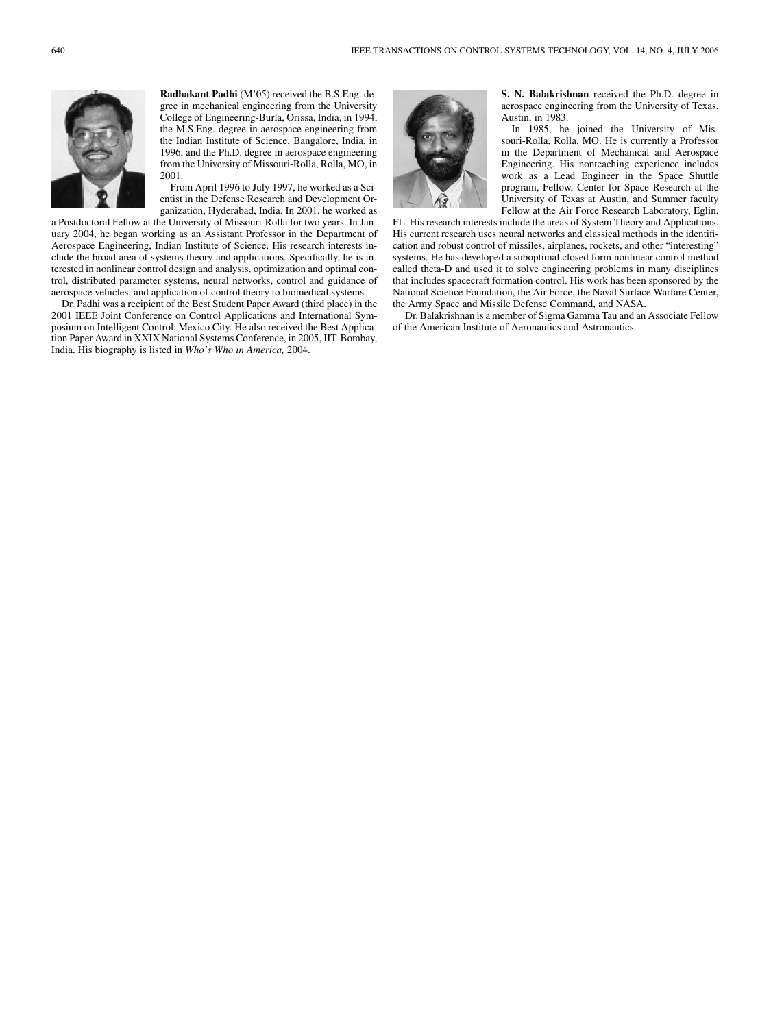**Radhakant Padhi** (M'05) received the B.S.Eng. degree in mechanical engineering from the University College of Engineering-Burla, Orissa, India, in 1994, the M.S.Eng. degree in aerospace engineering from the Indian Institute of Science, Bangalore, India, in 1996, and the Ph.D. degree in aerospace engineering from the University of Missouri-Rolla, Rolla, MO, in 2001.

From April 1996 to July 1997, he worked as a Scientist in the Defense Research and Development Organization, Hyderabad, India. In 2001, he worked as a Postdoctoral Fellow at the University of Missouri-Rolla for two years. In January 2004, he began working as an Assistant Professor in the Department of Aerospace Engineering, Indian Institute of Science. His research interests include the broad area of systems theory and applications. Specifically, he is interested in nonlinear control design and analysis, optimization and optimal control, distributed parameter systems, neural networks, control and guidance of aerospace vehicles, and application of control theory to biomedical systems.

Dr. Padhi was a recipient of the Best Student Paper Award (third place) in the 2001 IEEE Joint Conference on Control Applications and International Symposium on Intelligent Control, Mexico City. He also received the Best Application Paper Award in XXIX National Systems Conference, in 2005, IIT-Bombay, India. His biography is listed in *Who's Who in America,* 2004.

**S. N. Balakrishnan** received the Ph.D. degree in aerospace engineering from the University of Texas, Austin, in 1983.

In 1985, he joined the University of Missouri-Rolla, Rolla, MO. He is currently a Professor in the Department of Mechanical and Aerospace Engineering. His nonteaching experience includes work as a Lead Engineer in the Space Shuttle program, Fellow, Center for Space Research at the University of Texas at Austin, and Summer faculty Fellow at the Air Force Research Laboratory, Eglin, FL. His research interests include the areas of System Theory and Applications. His current research uses neural networks and classical methods in the identification and robust control of missiles, airplanes, rockets, and other "interesting" systems. He has developed a suboptimal closed form nonlinear control method called theta-D and used it to solve engineering problems in many disciplines that includes spacecraft formation control. His work has been sponsored by the National Science Foundation, the Air Force, the Naval Surface Warfare Center, the Army Space and Missile Defense Command, and NASA.

Dr. Balakrishnan is a member of Sigma Gamma Tau and an Associate Fellow of the American Institute of Aeronautics and Astronautics.